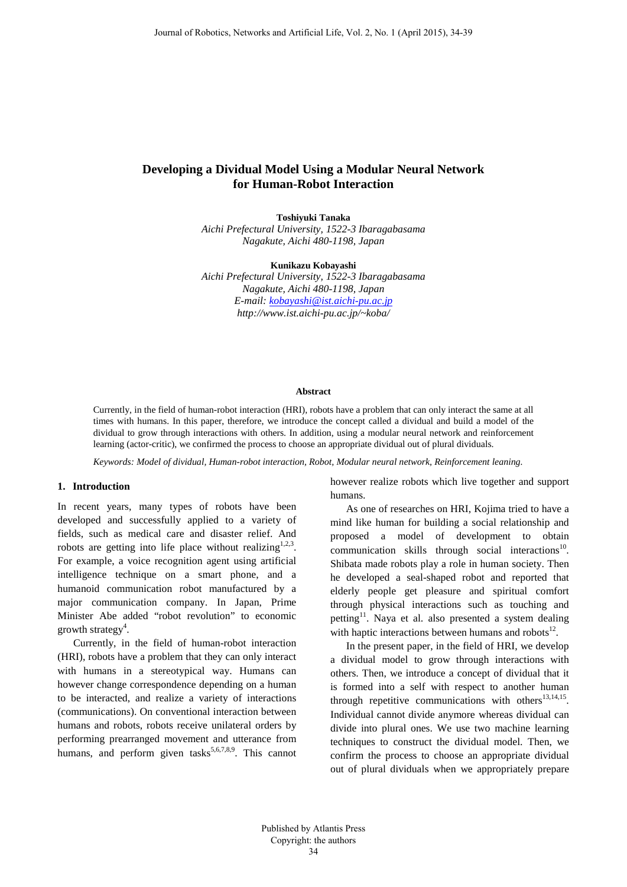# Developing a Dividual Model Using a Modular Neural Network for Human-Robot Interaction

**Toshiyuki Tanaka**

*Aichi Prefectural University, 1522-3 Ibaragabasama*
*Nagakute, Aichi 480-1198, Japan*

**Kunikazu Kobayashi**

*Aichi Prefectural University, 1522-3 Ibaragabasama*
*Nagakute, Aichi 480-1198, Japan*
*E-mail: kobayashi@ist.aichi-pu.ac.jp*
*http://www.ist.aichi-pu.ac.jp/~koba/*

### Abstract

Currently, in the field of human-robot interaction (HRI), robots have a problem that can only interact the same at all times with humans. In this paper, therefore, we introduce the concept called a dividual and build a model of the dividual to grow through interactions with others. In addition, using a modular neural network and reinforcement learning (actor-critic), we confirmed the process to choose an appropriate dividual out of plural dividuals.

*Keywords: Model of dividual, Human-robot interaction, Robot, Modular neural network, Reinforcement leaning.*

## 1. Introduction

In recent years, many types of robots have been developed and successfully applied to a variety of fields, such as medical care and disaster relief. And robots are getting into life place without realizing[1,2,3]. For example, a voice recognition agent using artificial intelligence technique on a smart phone, and a humanoid communication robot manufactured by a major communication company. In Japan, Prime Minister Abe added "robot revolution" to economic growth strategy[4].

Currently, in the field of human-robot interaction (HRI), robots have a problem that they can only interact with humans in a stereotypical way. Humans can however change correspondence depending on a human to be interacted, and realize a variety of interactions (communications). On conventional interaction between humans and robots, robots receive unilateral orders by performing prearranged movement and utterance from humans, and perform given tasks[5,6,7,8,9]. This cannot however realize robots which live together and support humans.

As one of researches on HRI, Kojima tried to have a mind like human for building a social relationship and proposed a model of development to obtain communication skills through social interactions[10]. Shibata made robots play a role in human society. Then he developed a seal-shaped robot and reported that elderly people get pleasure and spiritual comfort through physical interactions such as touching and petting[11]. Naya et al. also presented a system dealing with haptic interactions between humans and robots[12].

In the present paper, in the field of HRI, we develop a dividual model to grow through interactions with others. Then, we introduce a concept of dividual that it is formed into a self with respect to another human through repetitive communications with others[13,14,15]. Individual cannot divide anymore whereas dividual can divide into plural ones. We use two machine learning techniques to construct the dividual model. Then, we confirm the process to choose an appropriate dividual out of plural dividuals when we appropriately prepare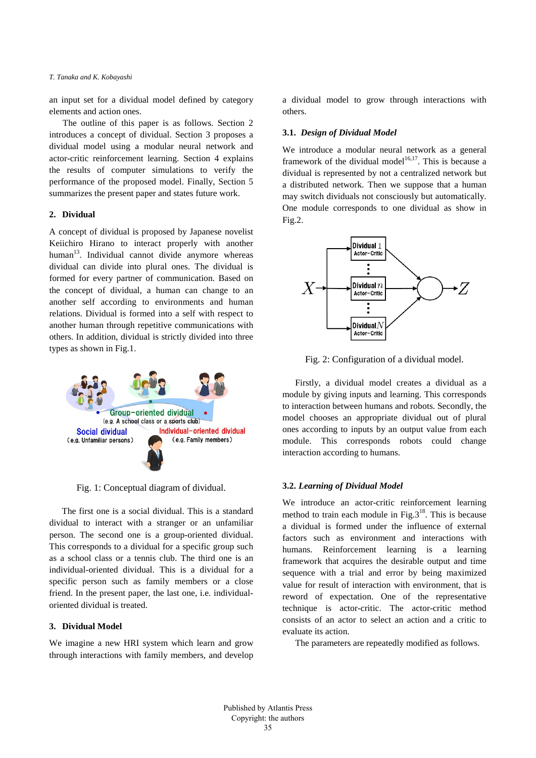an input set for a dividual model defined by category elements and action ones.

The outline of this paper is as follows. Section 2 introduces a concept of dividual. Section 3 proposes a dividual model using a modular neural network and actor-critic reinforcement learning. Section 4 explains the results of computer simulations to verify the performance of the proposed model. Finally, Section 5 summarizes the present paper and states future work.

## 2. Dividual

A concept of dividual is proposed by Japanese novelist Keiichiro Hirano to interact properly with another human[13]. Individual cannot divide anymore whereas dividual can divide into plural ones. The dividual is formed for every partner of communication. Based on the concept of dividual, a human can change to an another self according to environments and human relations. Dividual is formed into a self with respect to another human through repetitive communications with others. In addition, dividual is strictly divided into three types as shown in Fig.1.

Group−oriented dividual
(e.g. A school class or a sports club)
Social dividual
(e.g. Unfamiliar persons)
Individual−oriented dividual
(e.g. Family members)

Fig. 1: Conceptual diagram of dividual.

The first one is a social dividual. This is a standard dividual to interact with a stranger or an unfamiliar person. The second one is a group-oriented dividual. This corresponds to a dividual for a specific group such as a school class or a tennis club. The third one is an individual-oriented dividual. This is a dividual for a specific person such as family members or a close friend. In the present paper, the last one, i.e. individual-oriented dividual is treated.

## 3. Dividual Model

We imagine a new HRI system which learn and grow through interactions with family members, and develop a dividual model to grow through interactions with others.

### 3.1. *Design of Dividual Model*

We introduce a modular neural network as a general framework of the dividual model[16,17]. This is because a dividual is represented by not a centralized network but a distributed network. Then we suppose that a human may switch dividuals not consciously but automatically. One module corresponds to one dividual as show in Fig.2.

$X$
Dividual 1 Actor−Critic
Dividual $n$ Actor−Critic
Dividual $N$ Actor−Critic
$Z$

Fig. 2: Configuration of a dividual model.

Firstly, a dividual model creates a dividual as a module by giving inputs and learning. This corresponds to interaction between humans and robots. Secondly, the model chooses an appropriate dividual out of plural ones according to inputs by an output value from each module. This corresponds robots could change interaction according to humans.

### 3.2. *Learning of Dividual Model*

We introduce an actor-critic reinforcement learning method to train each module in Fig.3[18]. This is because a dividual is formed under the influence of external factors such as environment and interactions with humans. Reinforcement learning is a learning framework that acquires the desirable output and time sequence with a trial and error by being maximized value for result of interaction with environment, that is reword of expectation. One of the representative technique is actor-critic. The actor-critic method consists of an actor to select an action and a critic to evaluate its action.

The parameters are repeatedly modified as follows.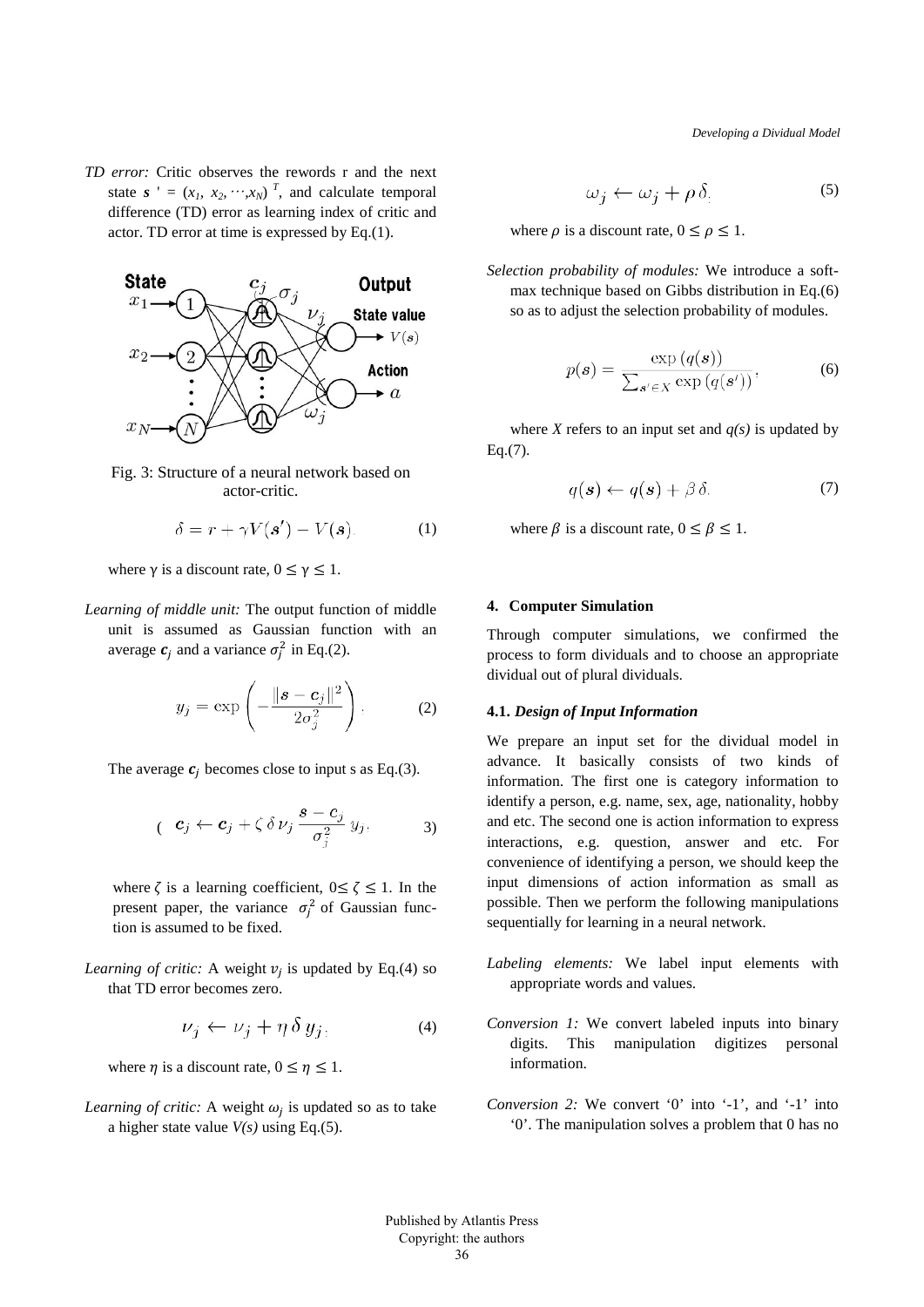*TD error:* Critic observes the rewords r and the next state $\boldsymbol{s}' = (x_1, x_2, \cdots, x_N)^T$, and calculate temporal difference (TD) error as learning index of critic and actor. TD error at time is expressed by Eq.(1).

State
$x_1$
$x_2$
$x_N$
1
2
N
$c_j$
$\sigma_j$
$\nu_j$
$\omega_j$
Output
State value
$V(s)$
Action
$a$

Fig. 3: Structure of a neural network based on actor-critic.

$$\delta = r + \gamma V(\boldsymbol{s}') - V(\boldsymbol{s}) \tag{1}$$

where γ is a discount rate, $0 \leq \gamma \leq 1$.

*Learning of middle unit:* The output function of middle unit is assumed as Gaussian function with an average $\boldsymbol{c}_j$ and a variance $\sigma_j^2$ in Eq.(2).

$$y_j = \exp\left(-\frac{\|\boldsymbol{s} - \boldsymbol{c}_j\|^2}{2\sigma_j^2}\right) \tag{2}$$

The average $\boldsymbol{c}_j$ becomes close to input s as Eq.(3).

$$\boldsymbol{c}_j \leftarrow \boldsymbol{c}_j + \zeta\,\delta\,\nu_j\,\frac{\boldsymbol{s} - \boldsymbol{c}_j}{\sigma_j^2}\,y_j \tag{3}$$

where $\zeta$ is a learning coefficient, $0 \leq \zeta \leq 1$. In the present paper, the variance $\sigma_j^2$ of Gaussian function is assumed to be fixed.

*Learning of critic:* A weight $\nu_j$ is updated by Eq.(4) so that TD error becomes zero.

$$\nu_j \leftarrow \nu_j + \eta\,\delta\,y_j \tag{4}$$

where $\eta$ is a discount rate, $0 \leq \eta \leq 1$.

*Learning of critic:* A weight $\omega_j$ is updated so as to take a higher state value $V(s)$ using Eq.(5).

$$\omega_j \leftarrow \omega_j + \rho\,\delta \tag{5}$$

where $\rho$ is a discount rate, $0 \leq \rho \leq 1$.

*Selection probability of modules:* We introduce a soft-max technique based on Gibbs distribution in Eq.(6) so as to adjust the selection probability of modules.

$$p(\boldsymbol{s}) = \frac{\exp\left(q(\boldsymbol{s})\right)}{\sum_{\boldsymbol{s}' \in X} \exp\left(q(\boldsymbol{s}')\right)} \tag{6}$$

where $X$ refers to an input set and $q(s)$ is updated by Eq.(7).

$$q(\boldsymbol{s}) \leftarrow q(\boldsymbol{s}) + \beta\,\delta \tag{7}$$

where $\beta$ is a discount rate, $0 \leq \beta \leq 1$.

## 4. Computer Simulation

Through computer simulations, we confirmed the process to form dividuals and to choose an appropriate dividual out of plural dividuals.

### 4.1. *Design of Input Information*

We prepare an input set for the dividual model in advance. It basically consists of two kinds of information. The first one is category information to identify a person, e.g. name, sex, age, nationality, hobby and etc. The second one is action information to express interactions, e.g. question, answer and etc. For convenience of identifying a person, we should keep the input dimensions of action information as small as possible. Then we perform the following manipulations sequentially for learning in a neural network.

*Labeling elements:* We label input elements with appropriate words and values.

*Conversion 1:* We convert labeled inputs into binary digits. This manipulation digitizes personal information.

*Conversion 2:* We convert '0' into '-1', and '-1' into '0'. The manipulation solves a problem that 0 has no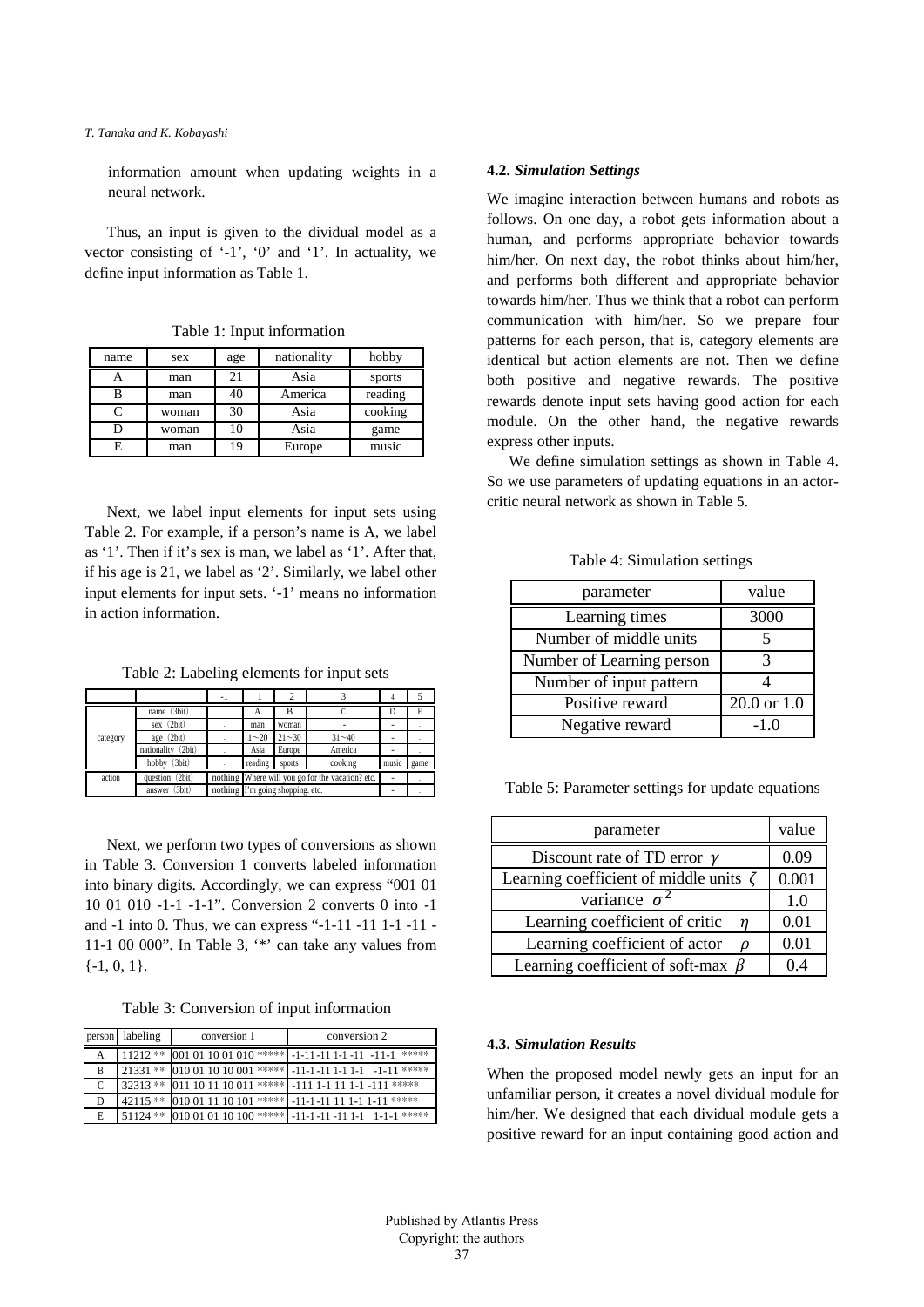information amount when updating weights in a neural network.

Thus, an input is given to the dividual model as a vector consisting of '-1', '0' and '1'. In actuality, we define input information as Table 1.

Table 1: Input information

| name | sex | age | nationality | hobby |
|---|---|---|---|---|
| A | man | 21 | Asia | sports |
| B | man | 40 | America | reading |
| C | woman | 30 | Asia | cooking |
| D | woman | 10 | Asia | game |
| E | man | 19 | Europe | music |

Next, we label input elements for input sets using Table 2. For example, if a person's name is A, we label as '1'. Then if it's sex is man, we label as '1'. After that, if his age is 21, we label as '2'. Similarly, we label other input elements for input sets. '-1' means no information in action information.

Table 2: Labeling elements for input sets

| | | -1 | 1 | 2 | 3 | 4 | 5 |
|---|---|---|---|---|---|---|---|
| category | name (3bit) | . | A | B | C | D | E |
| | sex (2bit) | . | man | woman | - | - | . |
| | age (2bit) | . | 1～20 | 21～30 | 31～40 | - | . |
| | nationality (2bit) | . | Asia | Europe | America | - | . |
| | hobby (3bit) | . | reading | sports | cooking | music | game |
| action | question (2bit) | nothing | Where will you go for the vacation? etc. | | | - | . |
| | answer (3bit) | nothing | I'm going shopping. etc. | | | - | . |

Next, we perform two types of conversions as shown in Table 3. Conversion 1 converts labeled information into binary digits. Accordingly, we can express "001 01 10 01 010 -1-1 -1-1-1". Conversion 2 converts 0 into -1 and -1 into 0. Thus, we can express "-1-11 -11 1-1 -11 -11-1 00 000". In Table 3, '*' can take any values from {-1, 0, 1}.

Table 3: Conversion of input information

| person | labeling | conversion 1 | conversion 2 |
|---|---|---|---|
| A | 11212 ** | 001 01 10 01 010 ***** | -1-11 -11 1-1 -11 -11-1 ***** |
| B | 21331 ** | 010 01 10 10 001 ***** | -11-1 -11 1-1 1-1 -1-11 ***** |
| C | 32313 ** | 011 10 11 10 011 ***** | -111 1-1 11 1-1 -111 ***** |
| D | 42115 ** | 010 01 11 10 101 ***** | -11-1 -11 11 1-1 1-11 ***** |
| E | 51124 ** | 010 01 01 10 100 ***** | -11-1 -11 -11 1-1 1-1-1 ***** |

### 4.2. *Simulation Settings*

We imagine interaction between humans and robots as follows. On one day, a robot gets information about a human, and performs appropriate behavior towards him/her. On next day, the robot thinks about him/her, and performs both different and appropriate behavior towards him/her. Thus we think that a robot can perform communication with him/her. So we prepare four patterns for each person, that is, category elements are identical but action elements are not. Then we define both positive and negative rewards. The positive rewards denote input sets having good action for each module. On the other hand, the negative rewards express other inputs.

We define simulation settings as shown in Table 4. So we use parameters of updating equations in an actor-critic neural network as shown in Table 5.

Table 4: Simulation settings

| parameter | value |
|---|---|
| Learning times | 3000 |
| Number of middle units | 5 |
| Number of Learning person | 3 |
| Number of input pattern | 4 |
| Positive reward | 20.0 or 1.0 |
| Negative reward | -1.0 |

Table 5: Parameter settings for update equations

| parameter | value |
|---|---|
| Discount rate of TD error $\gamma$ | 0.09 |
| Learning coefficient of middle units $\zeta$ | 0.001 |
| variance $\sigma^2$ | 1.0 |
| Learning coefficient of critic $\eta$ | 0.01 |
| Learning coefficient of actor $\rho$ | 0.01 |
| Learning coefficient of soft-max $\beta$ | 0.4 |

### 4.3. *Simulation Results*

When the proposed model newly gets an input for an unfamiliar person, it creates a novel dividual module for him/her. We designed that each dividual module gets a positive reward for an input containing good action and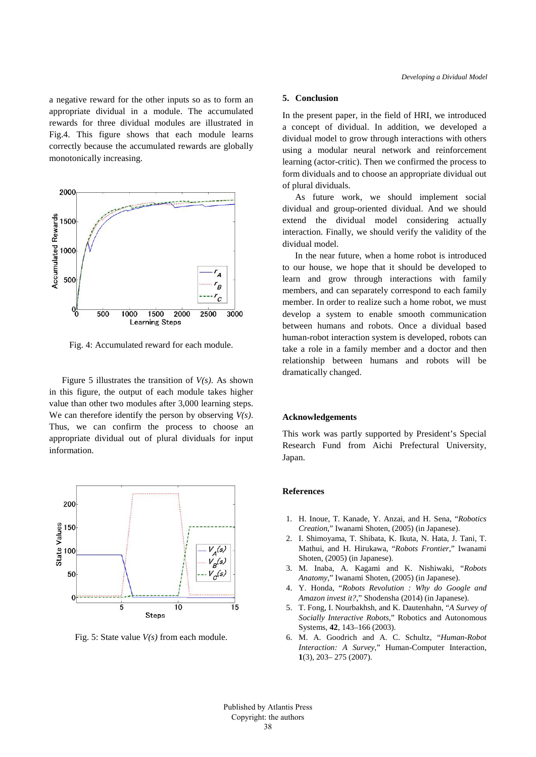a negative reward for the other inputs so as to form an appropriate dividual in a module. The accumulated rewards for three dividual modules are illustrated in Fig.4. This figure shows that each module learns correctly because the accumulated rewards are globally monotonically increasing.

2000
1500
1000
500
0
Accumulated Rewards
0 500 1000 1500 2000 2500 3000
Learning Steps
$r_A$
$r_B$
$r_C$

Fig. 4: Accumulated reward for each module.

Figure 5 illustrates the transition of *V(s)*. As shown in this figure, the output of each module takes higher value than other two modules after 3,000 learning steps. We can therefore identify the person by observing *V(s)*. Thus, we can confirm the process to choose an appropriate dividual out of plural dividuals for input information.

200
150
100
50
0
State Values
5 10 15
Steps
$V_A(s)$
$V_B(s)$
$V_C(s)$

Fig. 5: State value *V(s)* from each module.

## 5. Conclusion

In the present paper, in the field of HRI, we introduced a concept of dividual. In addition, we developed a dividual model to grow through interactions with others using a modular neural network and reinforcement learning (actor-critic). Then we confirmed the process to form dividuals and to choose an appropriate dividual out of plural dividuals.

As future work, we should implement social dividual and group-oriented dividual. And we should extend the dividual model considering actually interaction. Finally, we should verify the validity of the dividual model.

In the near future, when a home robot is introduced to our house, we hope that it should be developed to learn and grow through interactions with family members, and can separately correspond to each family member. In order to realize such a home robot, we must develop a system to enable smooth communication between humans and robots. Once a dividual based human-robot interaction system is developed, robots can take a role in a family member and a doctor and then relationship between humans and robots will be dramatically changed.

### Acknowledgements

This work was partly supported by President's Special Research Fund from Aichi Prefectural University, Japan.

### References

1. H. Inoue, T. Kanade, Y. Anzai, and H. Sena, "*Robotics Creation*," Iwanami Shoten, (2005) (in Japanese).
2. I. Shimoyama, T. Shibata, K. Ikuta, N. Hata, J. Tani, T. Mathui, and H. Hirukawa, "*Robots Frontier*," Iwanami Shoten, (2005) (in Japanese).
3. M. Inaba, A. Kagami and K. Nishiwaki, "*Robots Anatomy*," Iwanami Shoten, (2005) (in Japanese).
4. Y. Honda, "*Robots Revolution : Why do Google and Amazon invest it?*," Shodensha (2014) (in Japanese).
5. T. Fong, I. Nourbakhsh, and K. Dautenhahn, "*A Survey of Socially Interactive Robots*," Robotics and Autonomous Systems, **42**, 143–166 (2003).
6. M. A. Goodrich and A. C. Schultz, "*Human-Robot Interaction: A Survey*," Human-Computer Interaction, **1**(3), 203– 275 (2007).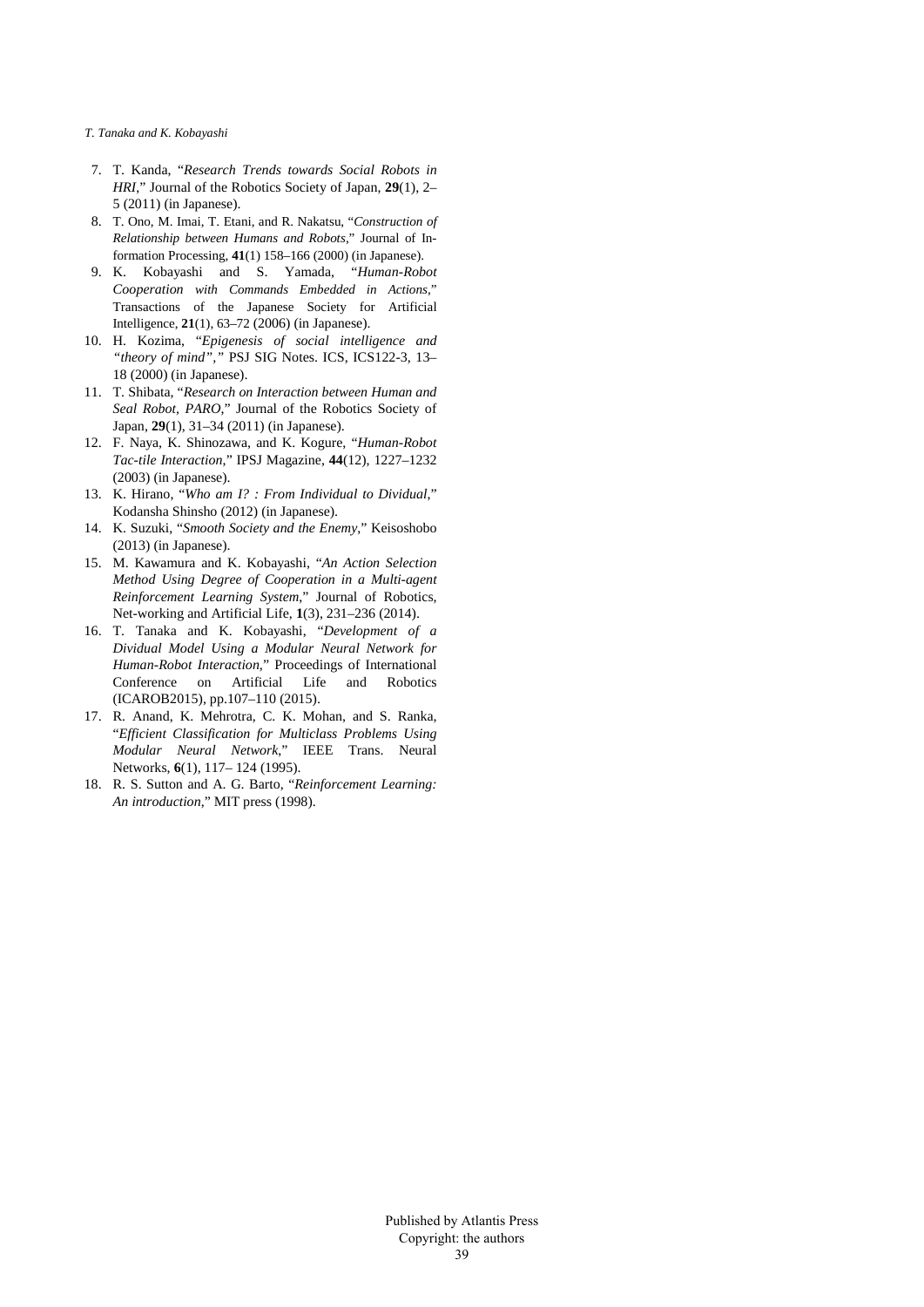7. T. Kanda, "*Research Trends towards Social Robots in HRI*," Journal of the Robotics Society of Japan, **29**(1), 2–5 (2011) (in Japanese).
8. T. Ono, M. Imai, T. Etani, and R. Nakatsu, "*Construction of Relationship between Humans and Robots*," Journal of Information Processing, **41**(1) 158–166 (2000) (in Japanese).
9. K. Kobayashi and S. Yamada, "*Human-Robot Cooperation with Commands Embedded in Actions*," Transactions of the Japanese Society for Artificial Intelligence, **21**(1), 63–72 (2006) (in Japanese).
10. H. Kozima, "*Epigenesis of social intelligence and "theory of mind"*," PSJ SIG Notes. ICS, ICS122-3, 13–18 (2000) (in Japanese).
11. T. Shibata, "*Research on Interaction between Human and Seal Robot, PARO*," Journal of the Robotics Society of Japan, **29**(1), 31–34 (2011) (in Japanese).
12. F. Naya, K. Shinozawa, and K. Kogure, "*Human-Robot Tac-tile Interaction*," IPSJ Magazine, **44**(12), 1227–1232 (2003) (in Japanese).
13. K. Hirano, "*Who am I? : From Individual to Dividual*," Kodansha Shinsho (2012) (in Japanese).
14. K. Suzuki, "*Smooth Society and the Enemy*," Keisoshobo (2013) (in Japanese).
15. M. Kawamura and K. Kobayashi, "*An Action Selection Method Using Degree of Cooperation in a Multi-agent Reinforcement Learning System*," Journal of Robotics, Net-working and Artificial Life, **1**(3), 231–236 (2014).
16. T. Tanaka and K. Kobayashi, "*Development of a Dividual Model Using a Modular Neural Network for Human-Robot Interaction*," Proceedings of International Conference on Artificial Life and Robotics (ICAROB2015), pp.107–110 (2015).
17. R. Anand, K. Mehrotra, C. K. Mohan, and S. Ranka, "*Efficient Classification for Multiclass Problems Using Modular Neural Network*," IEEE Trans. Neural Networks, **6**(1), 117– 124 (1995).
18. R. S. Sutton and A. G. Barto, "*Reinforcement Learning: An introduction*," MIT press (1998).